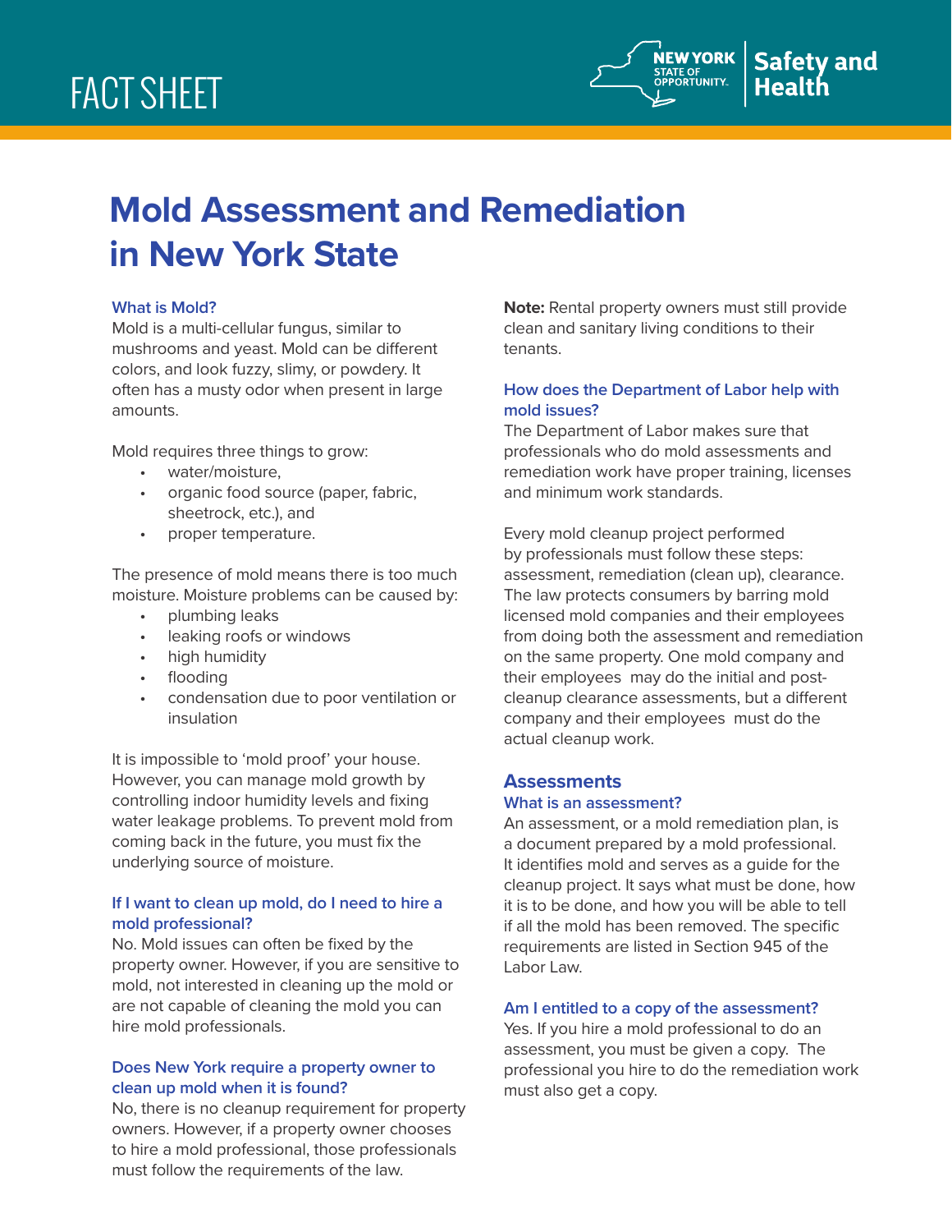FACT SHEET

NEW YORK STATE OF OPPORTUNITY. | Safety and Health

# Mold Assessment and Remediation in New York State

### What is Mold?

Mold is a multi-cellular fungus, similar to mushrooms and yeast. Mold can be different colors, and look fuzzy, slimy, or powdery. It often has a musty odor when present in large amounts.

Mold requires three things to grow:

- water/moisture,
- organic food source (paper, fabric, sheetrock, etc.), and
- proper temperature.

The presence of mold means there is too much moisture. Moisture problems can be caused by:

- plumbing leaks
- leaking roofs or windows
- high humidity
- flooding
- condensation due to poor ventilation or insulation

It is impossible to 'mold proof' your house. However, you can manage mold growth by controlling indoor humidity levels and fixing water leakage problems. To prevent mold from coming back in the future, you must fix the underlying source of moisture.

### If I want to clean up mold, do I need to hire a mold professional?

No. Mold issues can often be fixed by the property owner. However, if you are sensitive to mold, not interested in cleaning up the mold or are not capable of cleaning the mold you can hire mold professionals.

### Does New York require a property owner to clean up mold when it is found?

No, there is no cleanup requirement for property owners. However, if a property owner chooses to hire a mold professional, those professionals must follow the requirements of the law.

**Note:** Rental property owners must still provide clean and sanitary living conditions to their tenants.

### How does the Department of Labor help with mold issues?

The Department of Labor makes sure that professionals who do mold assessments and remediation work have proper training, licenses and minimum work standards.

Every mold cleanup project performed by professionals must follow these steps: assessment, remediation (clean up), clearance. The law protects consumers by barring mold licensed mold companies and their employees from doing both the assessment and remediation on the same property. One mold company and their employees may do the initial and post-cleanup clearance assessments, but a different company and their employees must do the actual cleanup work.

## Assessments

### What is an assessment?

An assessment, or a mold remediation plan, is a document prepared by a mold professional. It identifies mold and serves as a guide for the cleanup project. It says what must be done, how it is to be done, and how you will be able to tell if all the mold has been removed. The specific requirements are listed in Section 945 of the Labor Law.

### Am I entitled to a copy of the assessment?

Yes. If you hire a mold professional to do an assessment, you must be given a copy. The professional you hire to do the remediation work must also get a copy.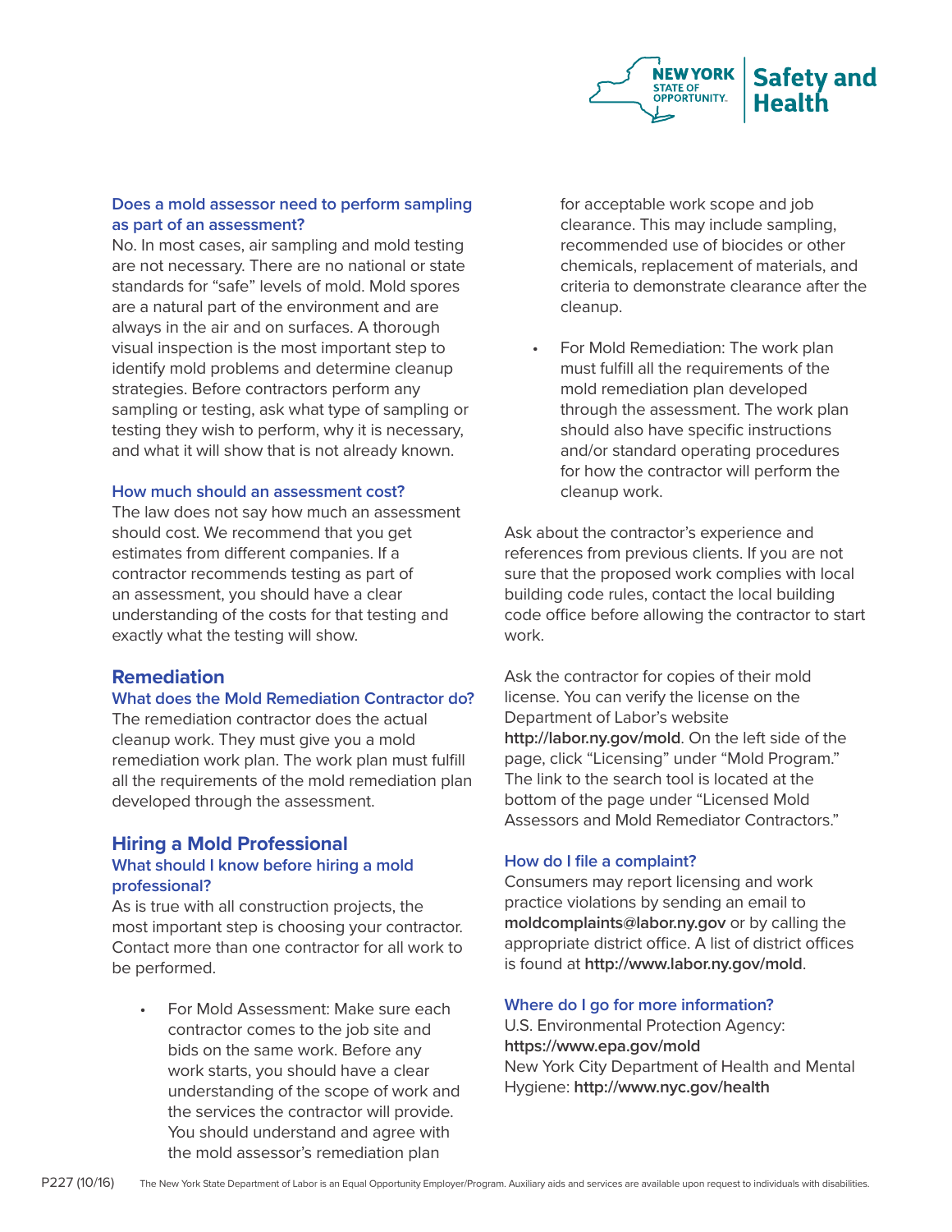### Does a mold assessor need to perform sampling as part of an assessment?

No. In most cases, air sampling and mold testing are not necessary. There are no national or state standards for "safe" levels of mold. Mold spores are a natural part of the environment and are always in the air and on surfaces. A thorough visual inspection is the most important step to identify mold problems and determine cleanup strategies. Before contractors perform any sampling or testing, ask what type of sampling or testing they wish to perform, why it is necessary, and what it will show that is not already known.

### How much should an assessment cost?

The law does not say how much an assessment should cost. We recommend that you get estimates from different companies. If a contractor recommends testing as part of an assessment, you should have a clear understanding of the costs for that testing and exactly what the testing will show.

## Remediation

### What does the Mold Remediation Contractor do?

The remediation contractor does the actual cleanup work. They must give you a mold remediation work plan. The work plan must fulfill all the requirements of the mold remediation plan developed through the assessment.

## Hiring a Mold Professional

### What should I know before hiring a mold professional?

As is true with all construction projects, the most important step is choosing your contractor. Contact more than one contractor for all work to be performed.

- For Mold Assessment: Make sure each contractor comes to the job site and bids on the same work. Before any work starts, you should have a clear understanding of the scope of work and the services the contractor will provide. You should understand and agree with the mold assessor's remediation plan for acceptable work scope and job clearance. This may include sampling, recommended use of biocides or other chemicals, replacement of materials, and criteria to demonstrate clearance after the cleanup.
- For Mold Remediation: The work plan must fulfill all the requirements of the mold remediation plan developed through the assessment. The work plan should also have specific instructions and/or standard operating procedures for how the contractor will perform the cleanup work.

Ask about the contractor's experience and references from previous clients. If you are not sure that the proposed work complies with local building code rules, contact the local building code office before allowing the contractor to start work.

Ask the contractor for copies of their mold license. You can verify the license on the Department of Labor's website **http://labor.ny.gov/mold**. On the left side of the page, click "Licensing" under "Mold Program." The link to the search tool is located at the bottom of the page under "Licensed Mold Assessors and Mold Remediator Contractors."

### How do I file a complaint?

Consumers may report licensing and work practice violations by sending an email to **moldcomplaints@labor.ny.gov** or by calling the appropriate district office. A list of district offices is found at **http://www.labor.ny.gov/mold**.

### Where do I go for more information?

U.S. Environmental Protection Agency: **https://www.epa.gov/mold**
New York City Department of Health and Mental Hygiene: **http://www.nyc.gov/health**

P227 (10/16) The New York State Department of Labor is an Equal Opportunity Employer/Program. Auxiliary aids and services are available upon request to individuals with disabilities.